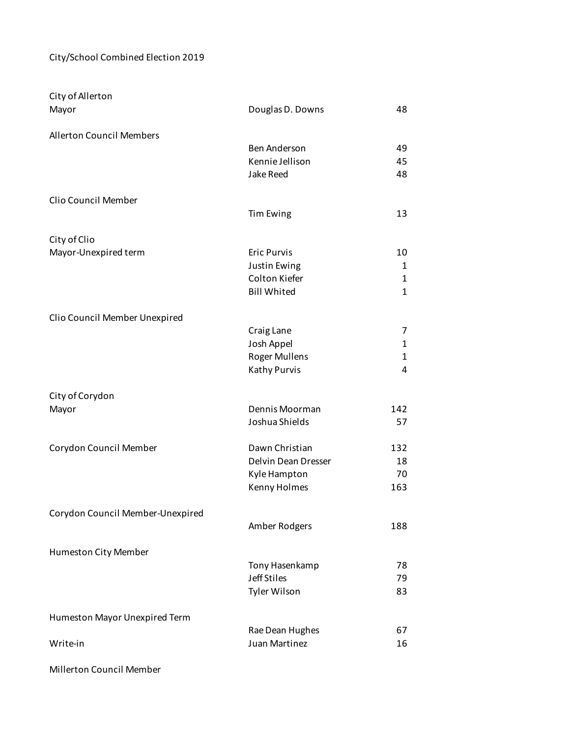City/School Combined Election 2019

| | | |
|---|---|---|
| City of Allerton | | |
| Mayor | Douglas D. Downs | 48 |
| | | |
| Allerton Council Members | | |
| | Ben Anderson | 49 |
| | Kennie Jellison | 45 |
| | Jake Reed | 48 |
| | | |
| Clio Council Member | | |
| | Tim Ewing | 13 |
| | | |
| City of Clio | | |
| Mayor-Unexpired term | Eric Purvis | 10 |
| | Justin Ewing | 1 |
| | Colton Kiefer | 1 |
| | Bill Whited | 1 |
| | | |
| Clio Council Member Unexpired | | |
| | Craig Lane | 7 |
| | Josh Appel | 1 |
| | Roger Mullens | 1 |
| | Kathy Purvis | 4 |
| | | |
| City of Corydon | | |
| Mayor | Dennis Moorman | 142 |
| | Joshua Shields | 57 |
| | | |
| Corydon Council Member | Dawn Christian | 132 |
| | Delvin Dean Dresser | 18 |
| | Kyle Hampton | 70 |
| | Kenny Holmes | 163 |
| | | |
| Corydon Council Member-Unexpired | | |
| | Amber Rodgers | 188 |
| | | |
| Humeston City Member | | |
| | Tony Hasenkamp | 78 |
| | Jeff Stiles | 79 |
| | Tyler Wilson | 83 |
| | | |
| Humeston Mayor Unexpired Term | | |
| | Rae Dean Hughes | 67 |
| Write-in | Juan Martinez | 16 |
| | | |
| Millerton Council Member | | |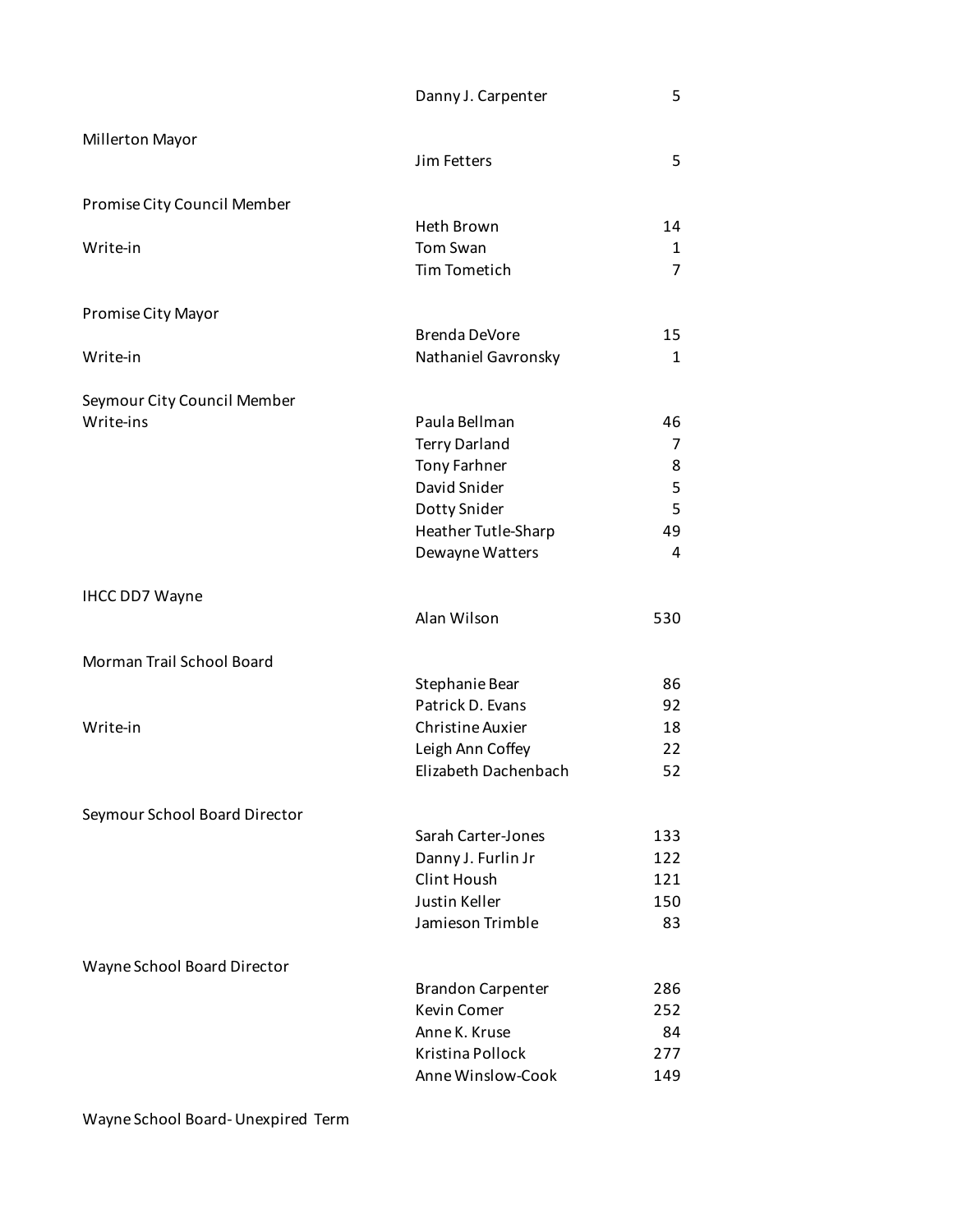| | | |
|---|---|---|
| | Danny J. Carpenter | 5 |
| Millerton Mayor | | |
| | Jim Fetters | 5 |
| Promise City Council Member | | |
| | Heth Brown | 14 |
| Write-in | Tom Swan | 1 |
| | Tim Tometich | 7 |
| Promise City Mayor | | |
| | Brenda DeVore | 15 |
| Write-in | Nathaniel Gavronsky | 1 |
| Seymour City Council Member | | |
| Write-ins | Paula Bellman | 46 |
| | Terry Darland | 7 |
| | Tony Farhner | 8 |
| | David Snider | 5 |
| | Dotty Snider | 5 |
| | Heather Tutle-Sharp | 49 |
| | Dewayne Watters | 4 |
| IHCC DD7 Wayne | | |
| | Alan Wilson | 530 |
| Morman Trail School Board | | |
| | Stephanie Bear | 86 |
| | Patrick D. Evans | 92 |
| Write-in | Christine Auxier | 18 |
| | Leigh Ann Coffey | 22 |
| | Elizabeth Dachenbach | 52 |
| Seymour School Board Director | | |
| | Sarah Carter-Jones | 133 |
| | Danny J. Furlin Jr | 122 |
| | Clint Housh | 121 |
| | Justin Keller | 150 |
| | Jamieson Trimble | 83 |
| Wayne School Board Director | | |
| | Brandon Carpenter | 286 |
| | Kevin Comer | 252 |
| | Anne K. Kruse | 84 |
| | Kristina Pollock | 277 |
| | Anne Winslow-Cook | 149 |
| Wayne School Board- Unexpired Term | | |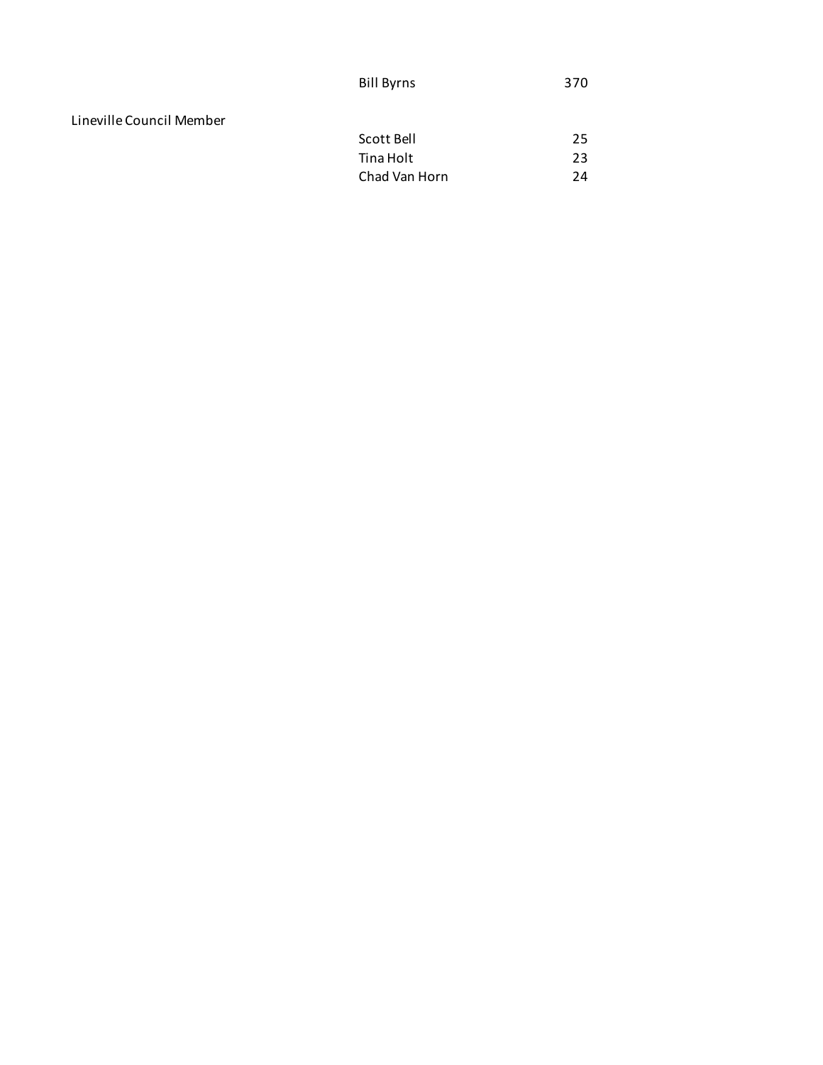| | | |
|---|---|---|
| | Bill Byrns | 370 |
| Lineville Council Member | | |
| | Scott Bell | 25 |
| | Tina Holt | 23 |
| | Chad Van Horn | 24 |